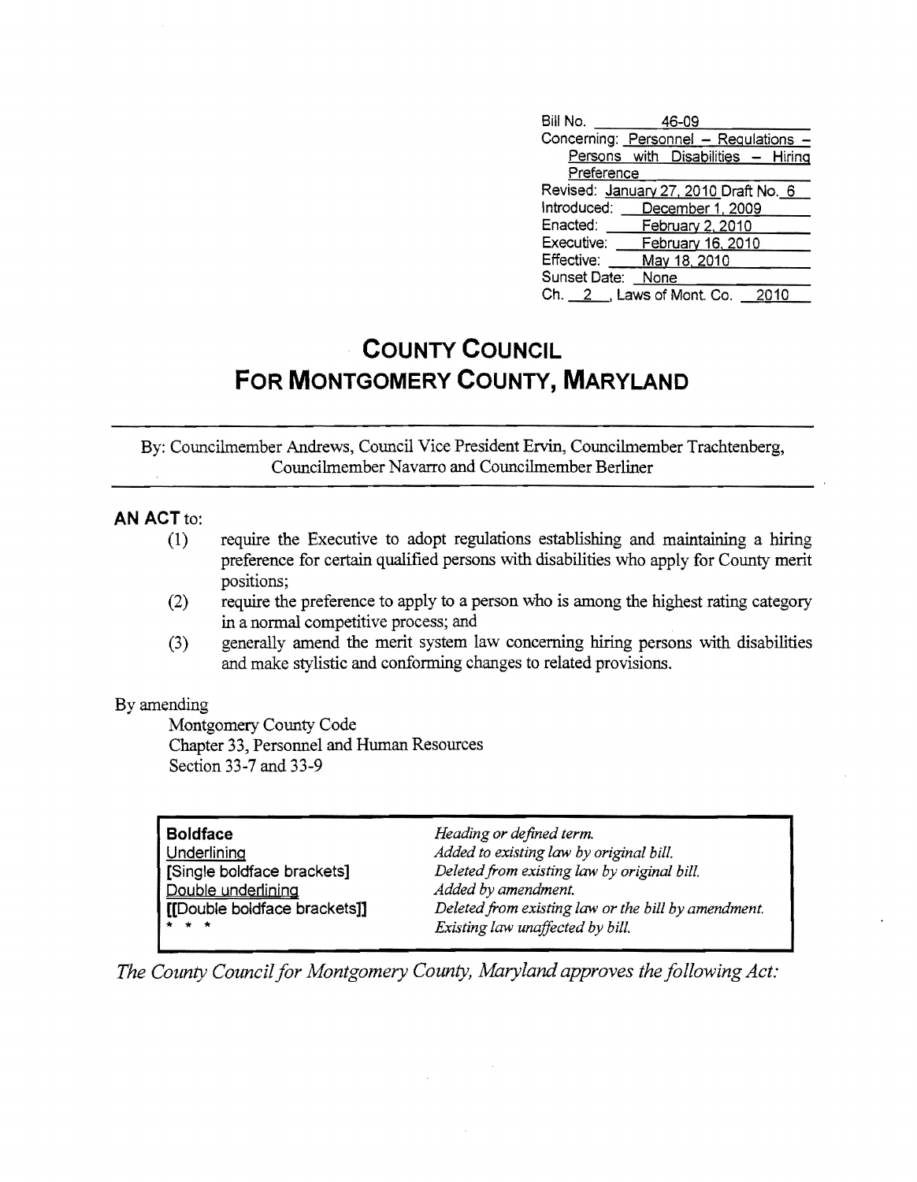Bill No. 46-09
Concerning: Personnel – Regulations – Persons with Disabilities – Hiring Preference
Revised: January 27, 2010 Draft No. 6
Introduced: December 1, 2009
Enacted: February 2, 2010
Executive: February 16, 2010
Effective: May 18, 2010
Sunset Date: None
Ch. 2, Laws of Mont. Co. 2010

# COUNTY COUNCIL FOR MONTGOMERY COUNTY, MARYLAND

By: Councilmember Andrews, Council Vice President Ervin, Councilmember Trachtenberg, Councilmember Navarro and Councilmember Berliner

**AN ACT** to:

(1) require the Executive to adopt regulations establishing and maintaining a hiring preference for certain qualified persons with disabilities who apply for County merit positions;

(2) require the preference to apply to a person who is among the highest rating category in a normal competitive process; and

(3) generally amend the merit system law concerning hiring persons with disabilities and make stylistic and conforming changes to related provisions.

By amending

Montgomery County Code
Chapter 33, Personnel and Human Resources
Section 33-7 and 33-9

| | |
|---|---|
| **Boldface** | *Heading or defined term.* |
| Underlining | *Added to existing law by original bill.* |
| [Single boldface brackets] | *Deleted from existing law by original bill.* |
| Double underlining | *Added by amendment.* |
| [[Double boldface brackets]] | *Deleted from existing law or the bill by amendment.* |
| * * * | *Existing law unaffected by bill.* |

*The County Council for Montgomery County, Maryland approves the following Act:*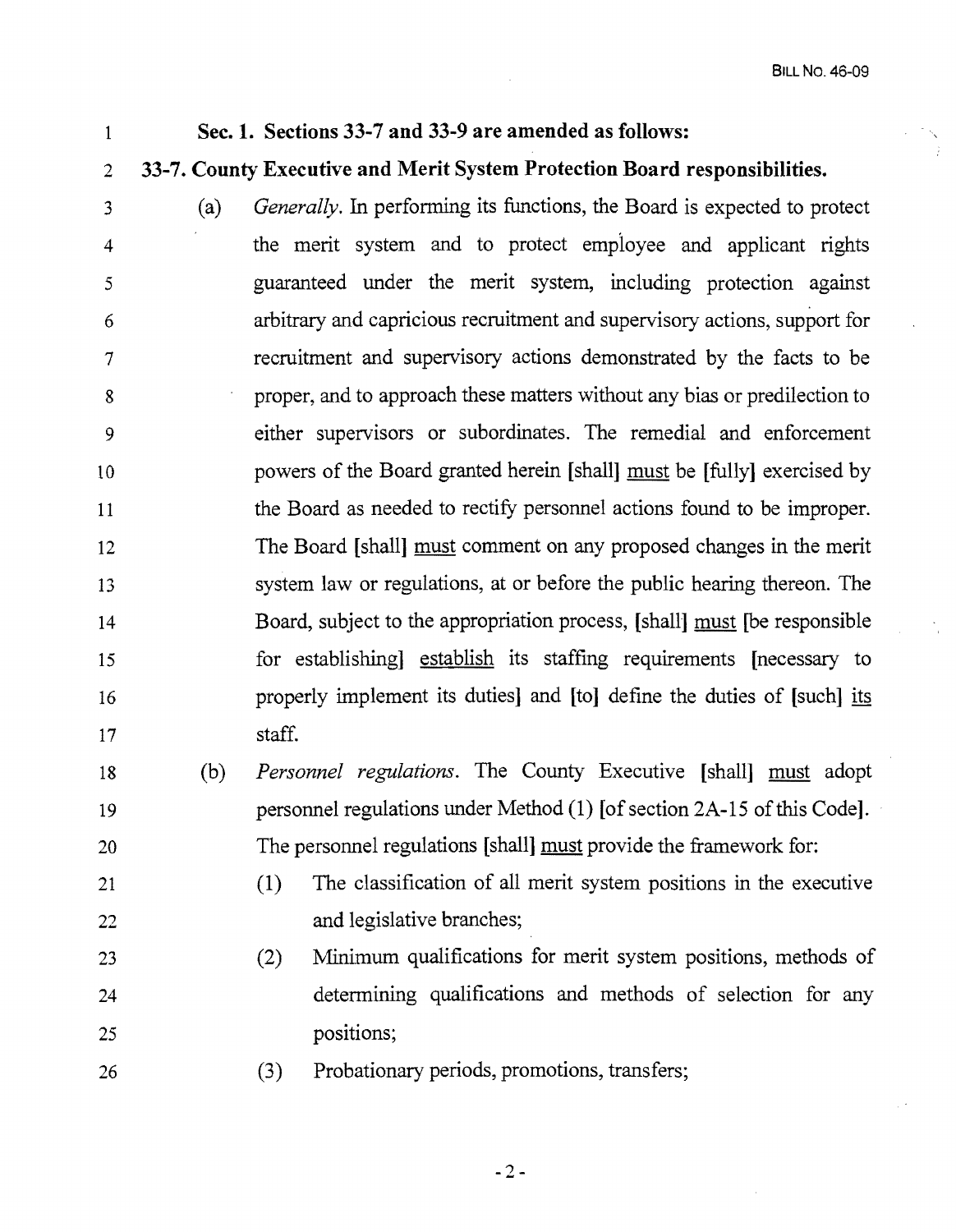**Sec. 1. Sections 33-7 and 33-9 are amended as follows:**

**33-7. County Executive and Merit System Protection Board responsibilities.**

(a) *Generally*. In performing its functions, the Board is expected to protect the merit system and to protect employee and applicant rights guaranteed under the merit system, including protection against arbitrary and capricious recruitment and supervisory actions, support for recruitment and supervisory actions demonstrated by the facts to be proper, and to approach these matters without any bias or predilection to either supervisors or subordinates. The remedial and enforcement powers of the Board granted herein [shall] must be [fully] exercised by the Board as needed to rectify personnel actions found to be improper. The Board [shall] must comment on any proposed changes in the merit system law or regulations, at or before the public hearing thereon. The Board, subject to the appropriation process, [shall] must [be responsible for establishing] establish its staffing requirements [necessary to properly implement its duties] and [to] define the duties of [such] its staff.

(b) *Personnel regulations*. The County Executive [shall] must adopt personnel regulations under Method (1) [of section 2A-15 of this Code]. The personnel regulations [shall] must provide the framework for:

(1) The classification of all merit system positions in the executive and legislative branches;

(2) Minimum qualifications for merit system positions, methods of determining qualifications and methods of selection for any positions;

(3) Probationary periods, promotions, transfers;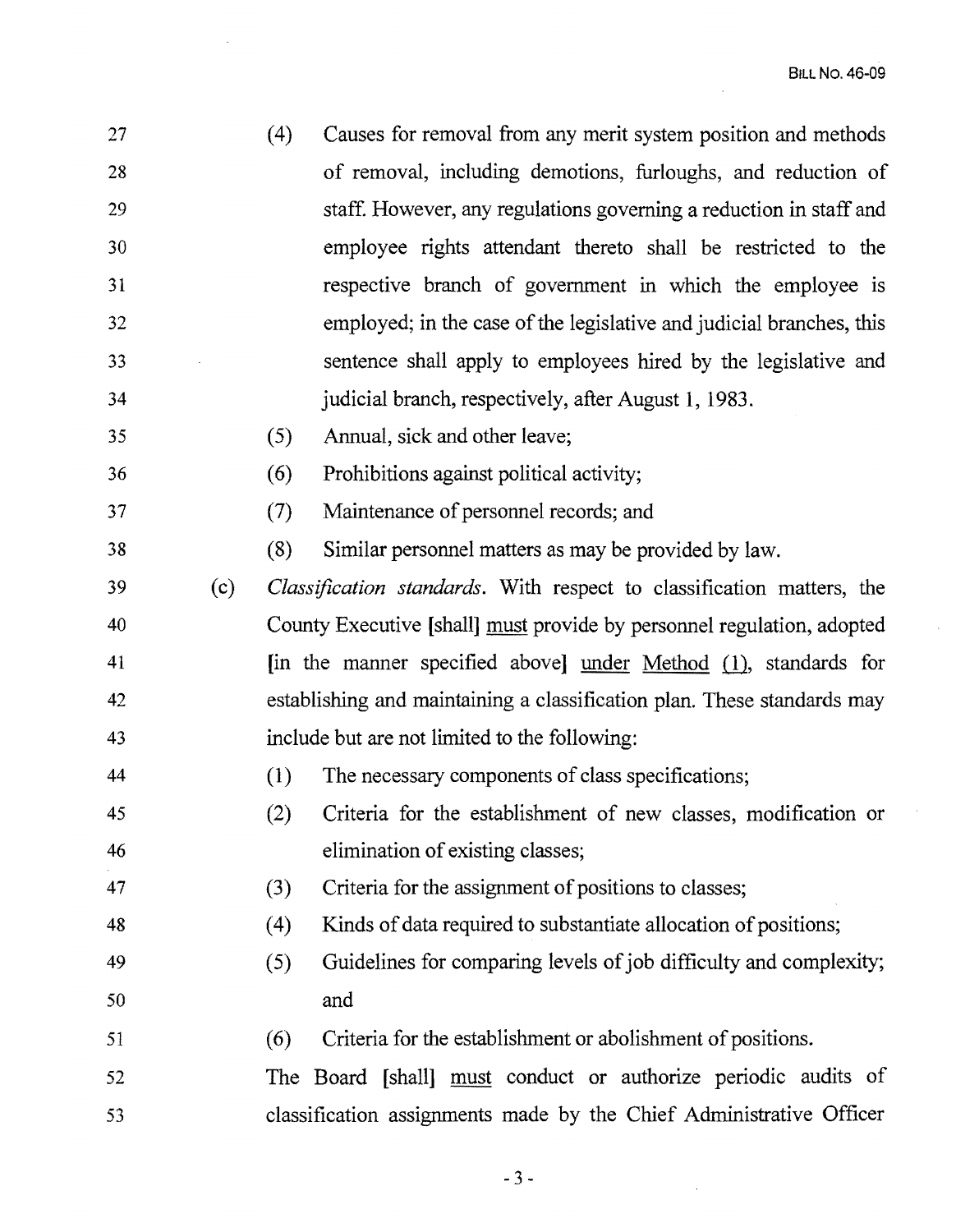(4) Causes for removal from any merit system position and methods of removal, including demotions, furloughs, and reduction of staff. However, any regulations governing a reduction in staff and employee rights attendant thereto shall be restricted to the respective branch of government in which the employee is employed; in the case of the legislative and judicial branches, this sentence shall apply to employees hired by the legislative and judicial branch, respectively, after August 1, 1983.

(5) Annual, sick and other leave;

(6) Prohibitions against political activity;

(7) Maintenance of personnel records; and

(8) Similar personnel matters as may be provided by law.

(c) *Classification standards*. With respect to classification matters, the County Executive [shall] <u>must</u> provide by personnel regulation, adopted [in the manner specified above] <u>under Method (1)</u>, standards for establishing and maintaining a classification plan. These standards may include but are not limited to the following:

(1) The necessary components of class specifications;

(2) Criteria for the establishment of new classes, modification or elimination of existing classes;

(3) Criteria for the assignment of positions to classes;

(4) Kinds of data required to substantiate allocation of positions;

(5) Guidelines for comparing levels of job difficulty and complexity; and

(6) Criteria for the establishment or abolishment of positions.

The Board [shall] <u>must</u> conduct or authorize periodic audits of classification assignments made by the Chief Administrative Officer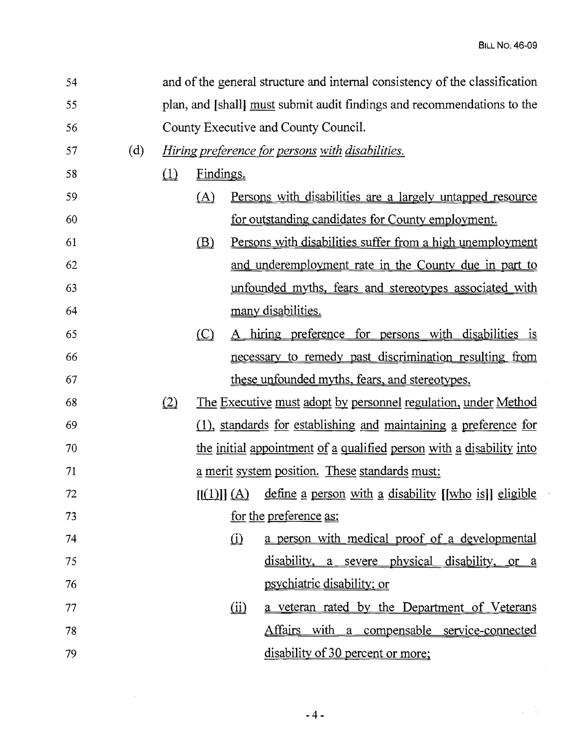54 and of the general structure and internal consistency of the classification
55 plan, and [shall] must submit audit findings and recommendations to the
56 County Executive and County Council.

57 (d) *Hiring preference for persons with disabilities.*

58 (1) Findings.

59 (A) Persons with disabilities are a largely untapped resource
60 for outstanding candidates for County employment.

61 (B) Persons with disabilities suffer from a high unemployment
62 and underemployment rate in the County due in part to
63 unfounded myths, fears and stereotypes associated with
64 many disabilities.

65 (C) A hiring preference for persons with disabilities is
66 necessary to remedy past discrimination resulting from
67 these unfounded myths, fears, and stereotypes.

68 (2) The Executive must adopt by personnel regulation, under Method
69 (1), standards for establishing and maintaining a preference for
70 the initial appointment of a qualified person with a disability into
71 a merit system position. These standards must:

72 [[(1)]] (A) define a person with a disability [[who is]] eligible
73 for the preference as:

74 (i) a person with medical proof of a developmental
75 disability, a severe physical disability, or a
76 psychiatric disability; or

77 (ii) a veteran rated by the Department of Veterans
78 Affairs with a compensable service-connected
79 disability of 30 percent or more;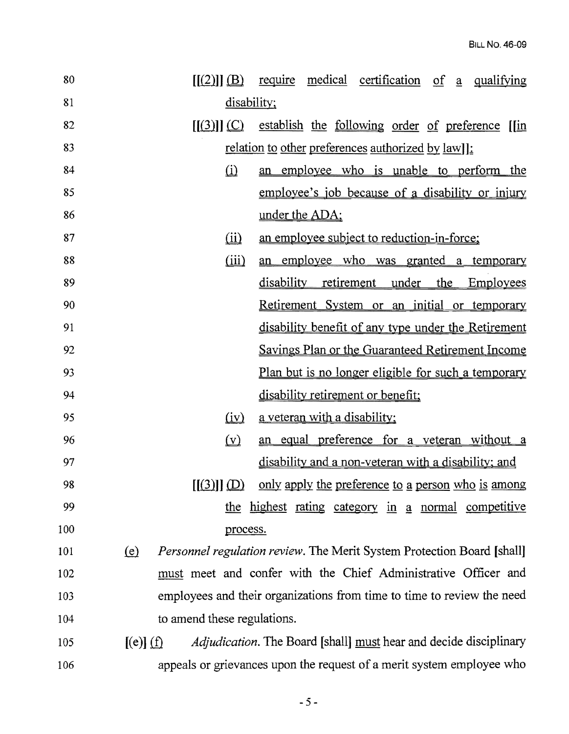80 [[(2)]] (B) require medical certification of a qualifying

81 disability;

82 [[(3)]] (C) establish the following order of preference [[in

83 relation to other preferences authorized by law]]:

84 (i) an employee who is unable to perform the

85 employee's job because of a disability or injury

86 under the ADA;

87 (ii) an employee subject to reduction-in-force;

88 (iii) an employee who was granted a temporary

89 disability retirement under the Employees

90 Retirement System or an initial or temporary

91 disability benefit of any type under the Retirement

92 Savings Plan or the Guaranteed Retirement Income

93 Plan but is no longer eligible for such a temporary

94 disability retirement or benefit;

95 (iv) a veteran with a disability;

96 (v) an equal preference for a veteran without a

97 disability and a non-veteran with a disability; and

98 [[(3)]] (D) only apply the preference to a person who is among

99 the highest rating category in a normal competitive

100 process.

101 (e) *Personnel regulation review*. The Merit System Protection Board [shall]

102 must meet and confer with the Chief Administrative Officer and

103 employees and their organizations from time to time to review the need

104 to amend these regulations.

105 [(e)] (f) *Adjudication*. The Board [shall] must hear and decide disciplinary

106 appeals or grievances upon the request of a merit system employee who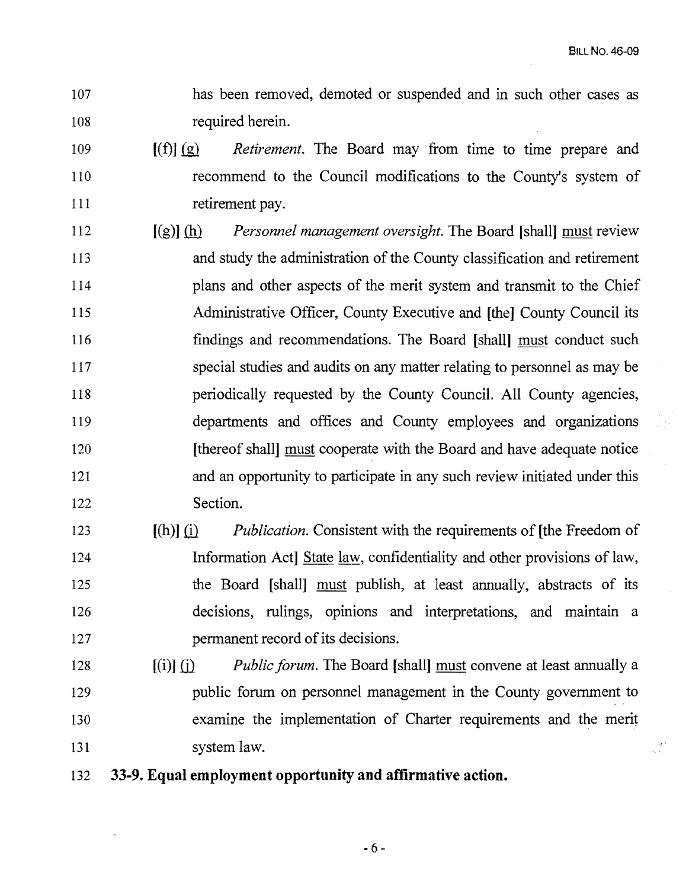107 has been removed, demoted or suspended and in such other cases as
108 required herein.

109 [(f)] (g) *Retirement*. The Board may from time to time prepare and
110 recommend to the Council modifications to the County's system of
111 retirement pay.

112 [(g)] (h) *Personnel management oversight*. The Board [shall] must review
113 and study the administration of the County classification and retirement
114 plans and other aspects of the merit system and transmit to the Chief
115 Administrative Officer, County Executive and [the] County Council its
116 findings and recommendations. The Board [shall] must conduct such
117 special studies and audits on any matter relating to personnel as may be
118 periodically requested by the County Council. All County agencies,
119 departments and offices and County employees and organizations
120 [thereof shall] must cooperate with the Board and have adequate notice
121 and an opportunity to participate in any such review initiated under this
122 Section.

123 [(h)] (i) *Publication*. Consistent with the requirements of [the Freedom of
124 Information Act] State law, confidentiality and other provisions of law,
125 the Board [shall] must publish, at least annually, abstracts of its
126 decisions, rulings, opinions and interpretations, and maintain a
127 permanent record of its decisions.

128 [(i)] (j) *Public forum*. The Board [shall] must convene at least annually a
129 public forum on personnel management in the County government to
130 examine the implementation of Charter requirements and the merit
131 system law.

132 **33-9. Equal employment opportunity and affirmative action.**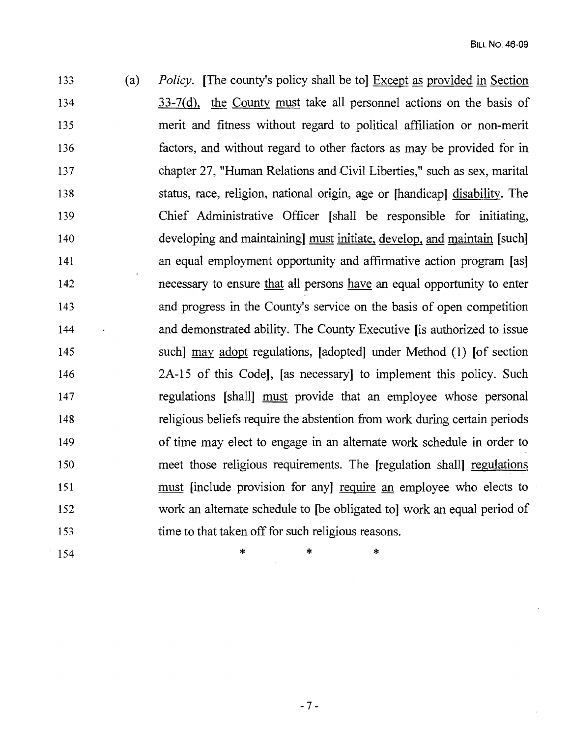(a) *Policy.* [The county's policy shall be to] Except as provided in Section 33-7(d), the County must take all personnel actions on the basis of merit and fitness without regard to political affiliation or non-merit factors, and without regard to other factors as may be provided for in chapter 27, "Human Relations and Civil Liberties," such as sex, marital status, race, religion, national origin, age or [handicap] disability. The Chief Administrative Officer [shall be responsible for initiating, developing and maintaining] must initiate, develop, and maintain [such] an equal employment opportunity and affirmative action program [as] necessary to ensure that all persons have an equal opportunity to enter and progress in the County's service on the basis of open competition and demonstrated ability. The County Executive [is authorized to issue such] may adopt regulations, [adopted] under Method (1) [of section 2A-15 of this Code], [as necessary] to implement this policy. Such regulations [shall] must provide that an employee whose personal religious beliefs require the abstention from work during certain periods of time may elect to engage in an alternate work schedule in order to meet those religious requirements. The [regulation shall] regulations must [include provision for any] require an employee who elects to work an alternate schedule to [be obligated to] work an equal period of time to that taken off for such religious reasons.

\* \* \*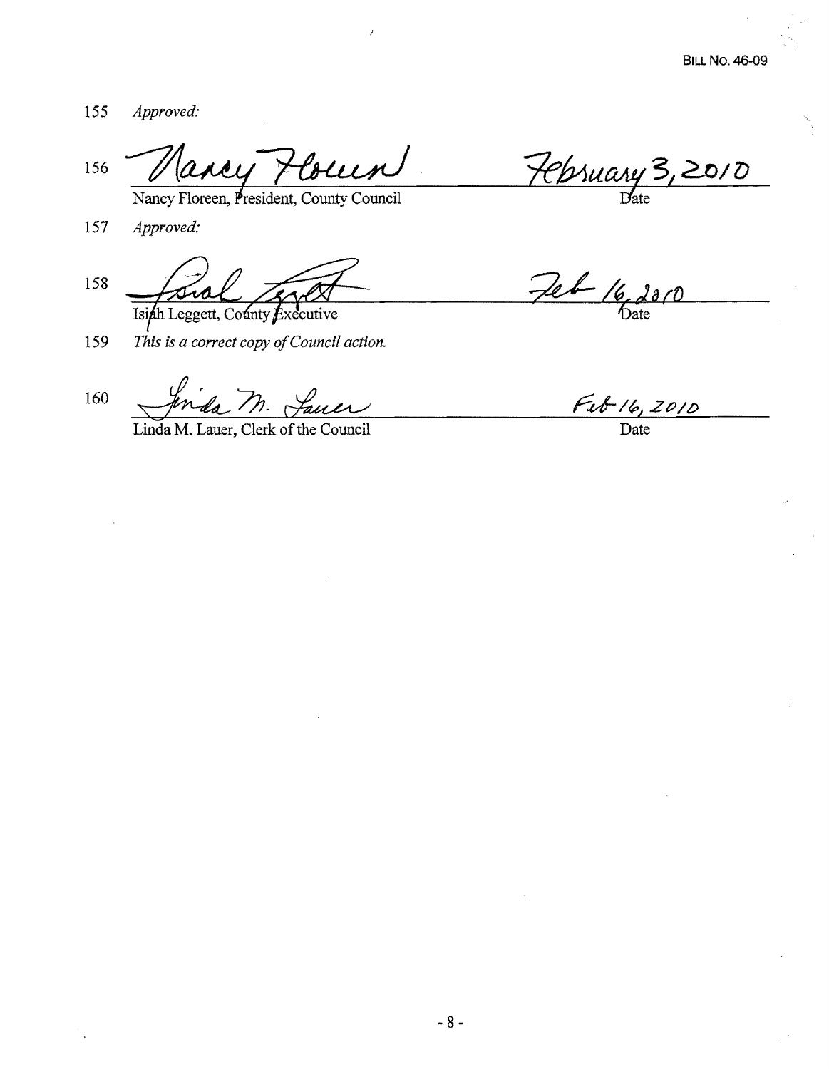155 *Approved:*

156 Nancy Floreen, President, County Council — February 3, 2010 (Date)

157 *Approved:*

158 Isiah Leggett, County Executive — Feb 16, 2010 (Date)

159 *This is a correct copy of Council action.*

160 Linda M. Lauer, Clerk of the Council — Feb 16, 2010 (Date)